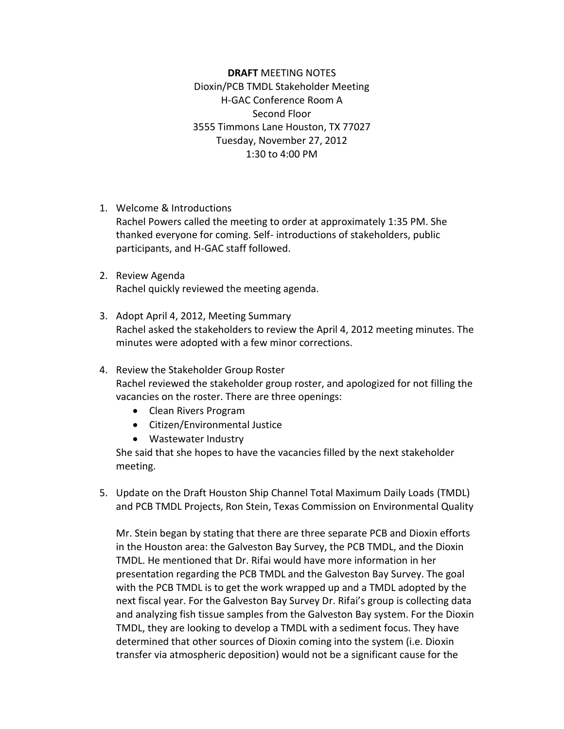**DRAFT** MEETING NOTES
Dioxin/PCB TMDL Stakeholder Meeting
H-GAC Conference Room A
Second Floor
3555 Timmons Lane Houston, TX 77027
Tuesday, November 27, 2012
1:30 to 4:00 PM

1. Welcome & Introductions
   Rachel Powers called the meeting to order at approximately 1:35 PM. She thanked everyone for coming. Self- introductions of stakeholders, public participants, and H-GAC staff followed.

2. Review Agenda
   Rachel quickly reviewed the meeting agenda.

3. Adopt April 4, 2012, Meeting Summary
   Rachel asked the stakeholders to review the April 4, 2012 meeting minutes. The minutes were adopted with a few minor corrections.

4. Review the Stakeholder Group Roster
   Rachel reviewed the stakeholder group roster, and apologized for not filling the vacancies on the roster. There are three openings:
   - Clean Rivers Program
   - Citizen/Environmental Justice
   - Wastewater Industry

   She said that she hopes to have the vacancies filled by the next stakeholder meeting.

5. Update on the Draft Houston Ship Channel Total Maximum Daily Loads (TMDL) and PCB TMDL Projects, Ron Stein, Texas Commission on Environmental Quality

   Mr. Stein began by stating that there are three separate PCB and Dioxin efforts in the Houston area: the Galveston Bay Survey, the PCB TMDL, and the Dioxin TMDL. He mentioned that Dr. Rifai would have more information in her presentation regarding the PCB TMDL and the Galveston Bay Survey. The goal with the PCB TMDL is to get the work wrapped up and a TMDL adopted by the next fiscal year. For the Galveston Bay Survey Dr. Rifai's group is collecting data and analyzing fish tissue samples from the Galveston Bay system. For the Dioxin TMDL, they are looking to develop a TMDL with a sediment focus. They have determined that other sources of Dioxin coming into the system (i.e. Dioxin transfer via atmospheric deposition) would not be a significant cause for the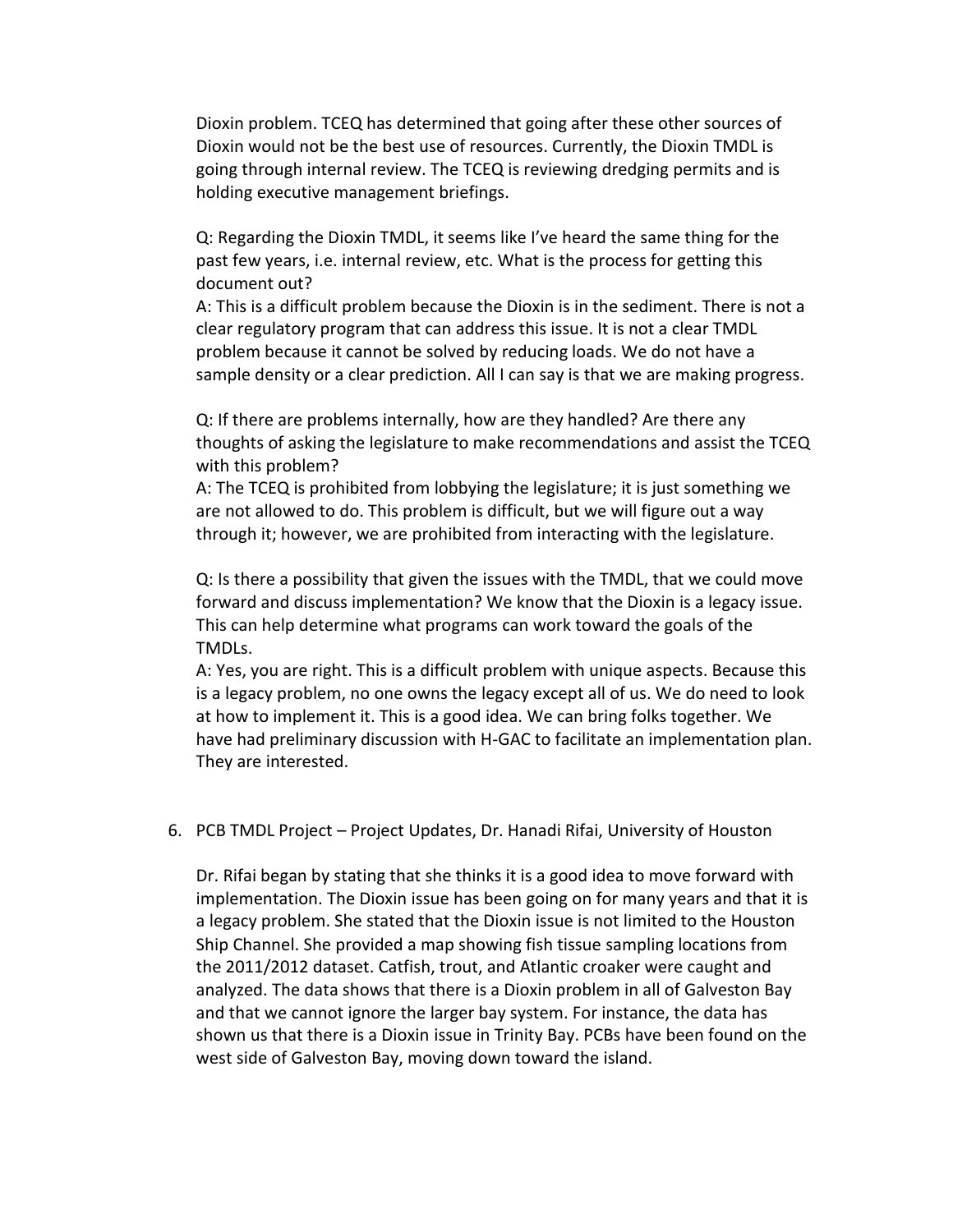Dioxin problem. TCEQ has determined that going after these other sources of Dioxin would not be the best use of resources. Currently, the Dioxin TMDL is going through internal review. The TCEQ is reviewing dredging permits and is holding executive management briefings.

Q: Regarding the Dioxin TMDL, it seems like I've heard the same thing for the past few years, i.e. internal review, etc. What is the process for getting this document out?
A: This is a difficult problem because the Dioxin is in the sediment. There is not a clear regulatory program that can address this issue. It is not a clear TMDL problem because it cannot be solved by reducing loads. We do not have a sample density or a clear prediction. All I can say is that we are making progress.

Q: If there are problems internally, how are they handled? Are there any thoughts of asking the legislature to make recommendations and assist the TCEQ with this problem?
A: The TCEQ is prohibited from lobbying the legislature; it is just something we are not allowed to do. This problem is difficult, but we will figure out a way through it; however, we are prohibited from interacting with the legislature.

Q: Is there a possibility that given the issues with the TMDL, that we could move forward and discuss implementation? We know that the Dioxin is a legacy issue. This can help determine what programs can work toward the goals of the TMDLs.
A: Yes, you are right. This is a difficult problem with unique aspects. Because this is a legacy problem, no one owns the legacy except all of us. We do need to look at how to implement it. This is a good idea. We can bring folks together. We have had preliminary discussion with H-GAC to facilitate an implementation plan. They are interested.

6. PCB TMDL Project – Project Updates, Dr. Hanadi Rifai, University of Houston

Dr. Rifai began by stating that she thinks it is a good idea to move forward with implementation. The Dioxin issue has been going on for many years and that it is a legacy problem. She stated that the Dioxin issue is not limited to the Houston Ship Channel. She provided a map showing fish tissue sampling locations from the 2011/2012 dataset. Catfish, trout, and Atlantic croaker were caught and analyzed. The data shows that there is a Dioxin problem in all of Galveston Bay and that we cannot ignore the larger bay system. For instance, the data has shown us that there is a Dioxin issue in Trinity Bay. PCBs have been found on the west side of Galveston Bay, moving down toward the island.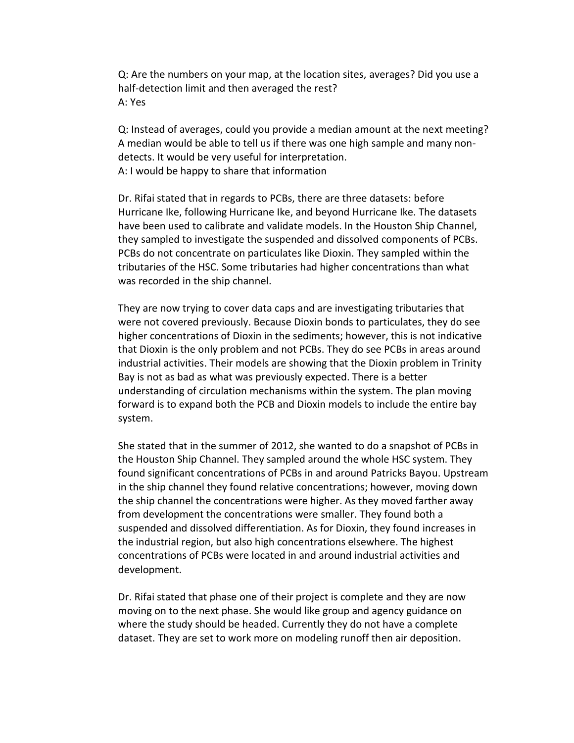Q: Are the numbers on your map, at the location sites, averages? Did you use a half-detection limit and then averaged the rest?
A: Yes

Q: Instead of averages, could you provide a median amount at the next meeting? A median would be able to tell us if there was one high sample and many non-detects. It would be very useful for interpretation.
A: I would be happy to share that information

Dr. Rifai stated that in regards to PCBs, there are three datasets: before Hurricane Ike, following Hurricane Ike, and beyond Hurricane Ike. The datasets have been used to calibrate and validate models. In the Houston Ship Channel, they sampled to investigate the suspended and dissolved components of PCBs. PCBs do not concentrate on particulates like Dioxin. They sampled within the tributaries of the HSC. Some tributaries had higher concentrations than what was recorded in the ship channel.

They are now trying to cover data caps and are investigating tributaries that were not covered previously. Because Dioxin bonds to particulates, they do see higher concentrations of Dioxin in the sediments; however, this is not indicative that Dioxin is the only problem and not PCBs. They do see PCBs in areas around industrial activities. Their models are showing that the Dioxin problem in Trinity Bay is not as bad as what was previously expected. There is a better understanding of circulation mechanisms within the system. The plan moving forward is to expand both the PCB and Dioxin models to include the entire bay system.

She stated that in the summer of 2012, she wanted to do a snapshot of PCBs in the Houston Ship Channel. They sampled around the whole HSC system. They found significant concentrations of PCBs in and around Patricks Bayou. Upstream in the ship channel they found relative concentrations; however, moving down the ship channel the concentrations were higher. As they moved farther away from development the concentrations were smaller. They found both a suspended and dissolved differentiation. As for Dioxin, they found increases in the industrial region, but also high concentrations elsewhere. The highest concentrations of PCBs were located in and around industrial activities and development.

Dr. Rifai stated that phase one of their project is complete and they are now moving on to the next phase. She would like group and agency guidance on where the study should be headed. Currently they do not have a complete dataset. They are set to work more on modeling runoff then air deposition.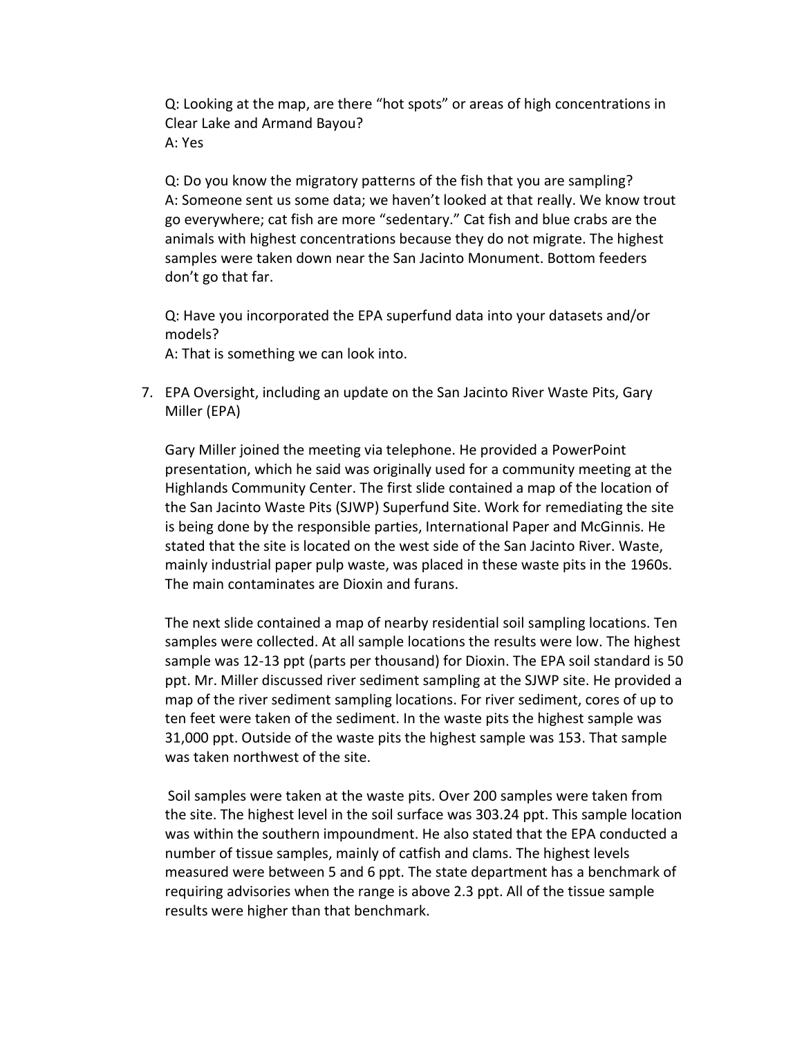Q: Looking at the map, are there "hot spots" or areas of high concentrations in Clear Lake and Armand Bayou?
A: Yes

Q: Do you know the migratory patterns of the fish that you are sampling?
A: Someone sent us some data; we haven't looked at that really. We know trout go everywhere; cat fish are more "sedentary." Cat fish and blue crabs are the animals with highest concentrations because they do not migrate. The highest samples were taken down near the San Jacinto Monument. Bottom feeders don't go that far.

Q: Have you incorporated the EPA superfund data into your datasets and/or models?
A: That is something we can look into.

7. EPA Oversight, including an update on the San Jacinto River Waste Pits, Gary Miller (EPA)

   Gary Miller joined the meeting via telephone. He provided a PowerPoint presentation, which he said was originally used for a community meeting at the Highlands Community Center. The first slide contained a map of the location of the San Jacinto Waste Pits (SJWP) Superfund Site. Work for remediating the site is being done by the responsible parties, International Paper and McGinnis. He stated that the site is located on the west side of the San Jacinto River. Waste, mainly industrial paper pulp waste, was placed in these waste pits in the 1960s. The main contaminates are Dioxin and furans.

   The next slide contained a map of nearby residential soil sampling locations. Ten samples were collected. At all sample locations the results were low. The highest sample was 12-13 ppt (parts per thousand) for Dioxin. The EPA soil standard is 50 ppt. Mr. Miller discussed river sediment sampling at the SJWP site. He provided a map of the river sediment sampling locations. For river sediment, cores of up to ten feet were taken of the sediment. In the waste pits the highest sample was 31,000 ppt. Outside of the waste pits the highest sample was 153. That sample was taken northwest of the site.

   Soil samples were taken at the waste pits. Over 200 samples were taken from the site. The highest level in the soil surface was 303.24 ppt. This sample location was within the southern impoundment. He also stated that the EPA conducted a number of tissue samples, mainly of catfish and clams. The highest levels measured were between 5 and 6 ppt. The state department has a benchmark of requiring advisories when the range is above 2.3 ppt. All of the tissue sample results were higher than that benchmark.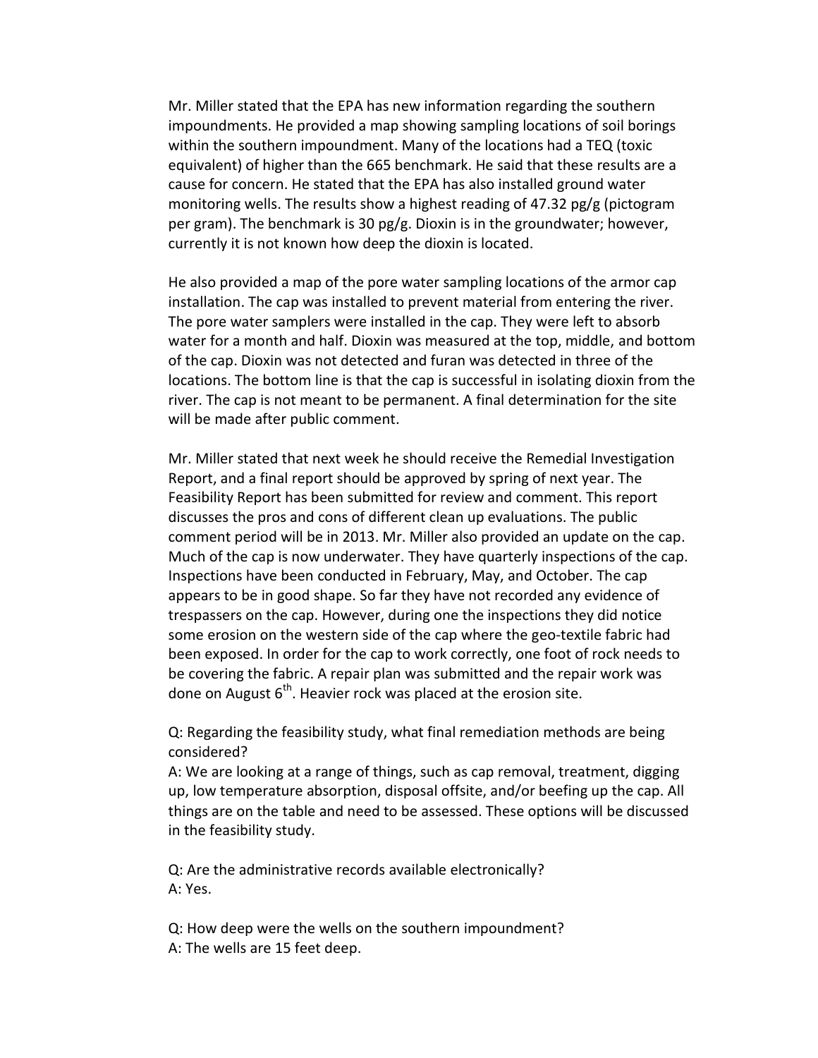Mr. Miller stated that the EPA has new information regarding the southern impoundments. He provided a map showing sampling locations of soil borings within the southern impoundment. Many of the locations had a TEQ (toxic equivalent) of higher than the 665 benchmark. He said that these results are a cause for concern. He stated that the EPA has also installed ground water monitoring wells. The results show a highest reading of 47.32 pg/g (pictogram per gram). The benchmark is 30 pg/g. Dioxin is in the groundwater; however, currently it is not known how deep the dioxin is located.

He also provided a map of the pore water sampling locations of the armor cap installation. The cap was installed to prevent material from entering the river. The pore water samplers were installed in the cap. They were left to absorb water for a month and half. Dioxin was measured at the top, middle, and bottom of the cap. Dioxin was not detected and furan was detected in three of the locations. The bottom line is that the cap is successful in isolating dioxin from the river. The cap is not meant to be permanent. A final determination for the site will be made after public comment.

Mr. Miller stated that next week he should receive the Remedial Investigation Report, and a final report should be approved by spring of next year. The Feasibility Report has been submitted for review and comment. This report discusses the pros and cons of different clean up evaluations. The public comment period will be in 2013. Mr. Miller also provided an update on the cap. Much of the cap is now underwater. They have quarterly inspections of the cap. Inspections have been conducted in February, May, and October. The cap appears to be in good shape. So far they have not recorded any evidence of trespassers on the cap. However, during one the inspections they did notice some erosion on the western side of the cap where the geo-textile fabric had been exposed. In order for the cap to work correctly, one foot of rock needs to be covering the fabric. A repair plan was submitted and the repair work was done on August 6th. Heavier rock was placed at the erosion site.

Q: Regarding the feasibility study, what final remediation methods are being considered?
A: We are looking at a range of things, such as cap removal, treatment, digging up, low temperature absorption, disposal offsite, and/or beefing up the cap. All things are on the table and need to be assessed. These options will be discussed in the feasibility study.

Q: Are the administrative records available electronically?
A: Yes.

Q: How deep were the wells on the southern impoundment?
A: The wells are 15 feet deep.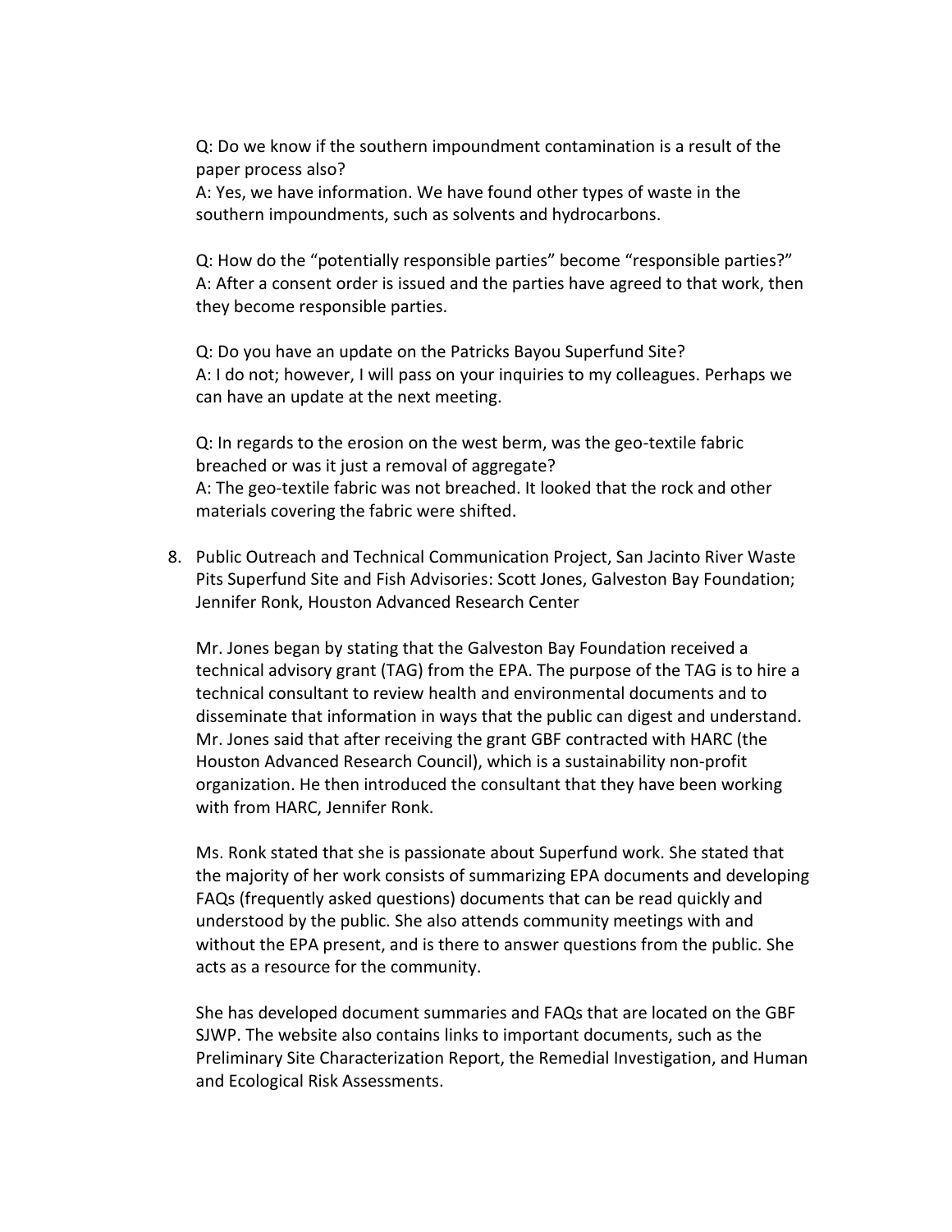Q: Do we know if the southern impoundment contamination is a result of the paper process also?
A: Yes, we have information. We have found other types of waste in the southern impoundments, such as solvents and hydrocarbons.

Q: How do the "potentially responsible parties" become "responsible parties?"
A: After a consent order is issued and the parties have agreed to that work, then they become responsible parties.

Q: Do you have an update on the Patricks Bayou Superfund Site?
A: I do not; however, I will pass on your inquiries to my colleagues. Perhaps we can have an update at the next meeting.

Q: In regards to the erosion on the west berm, was the geo-textile fabric breached or was it just a removal of aggregate?
A: The geo-textile fabric was not breached. It looked that the rock and other materials covering the fabric were shifted.

8. Public Outreach and Technical Communication Project, San Jacinto River Waste Pits Superfund Site and Fish Advisories: Scott Jones, Galveston Bay Foundation; Jennifer Ronk, Houston Advanced Research Center

   Mr. Jones began by stating that the Galveston Bay Foundation received a technical advisory grant (TAG) from the EPA. The purpose of the TAG is to hire a technical consultant to review health and environmental documents and to disseminate that information in ways that the public can digest and understand. Mr. Jones said that after receiving the grant GBF contracted with HARC (the Houston Advanced Research Council), which is a sustainability non-profit organization. He then introduced the consultant that they have been working with from HARC, Jennifer Ronk.

   Ms. Ronk stated that she is passionate about Superfund work. She stated that the majority of her work consists of summarizing EPA documents and developing FAQs (frequently asked questions) documents that can be read quickly and understood by the public. She also attends community meetings with and without the EPA present, and is there to answer questions from the public. She acts as a resource for the community.

   She has developed document summaries and FAQs that are located on the GBF SJWP. The website also contains links to important documents, such as the Preliminary Site Characterization Report, the Remedial Investigation, and Human and Ecological Risk Assessments.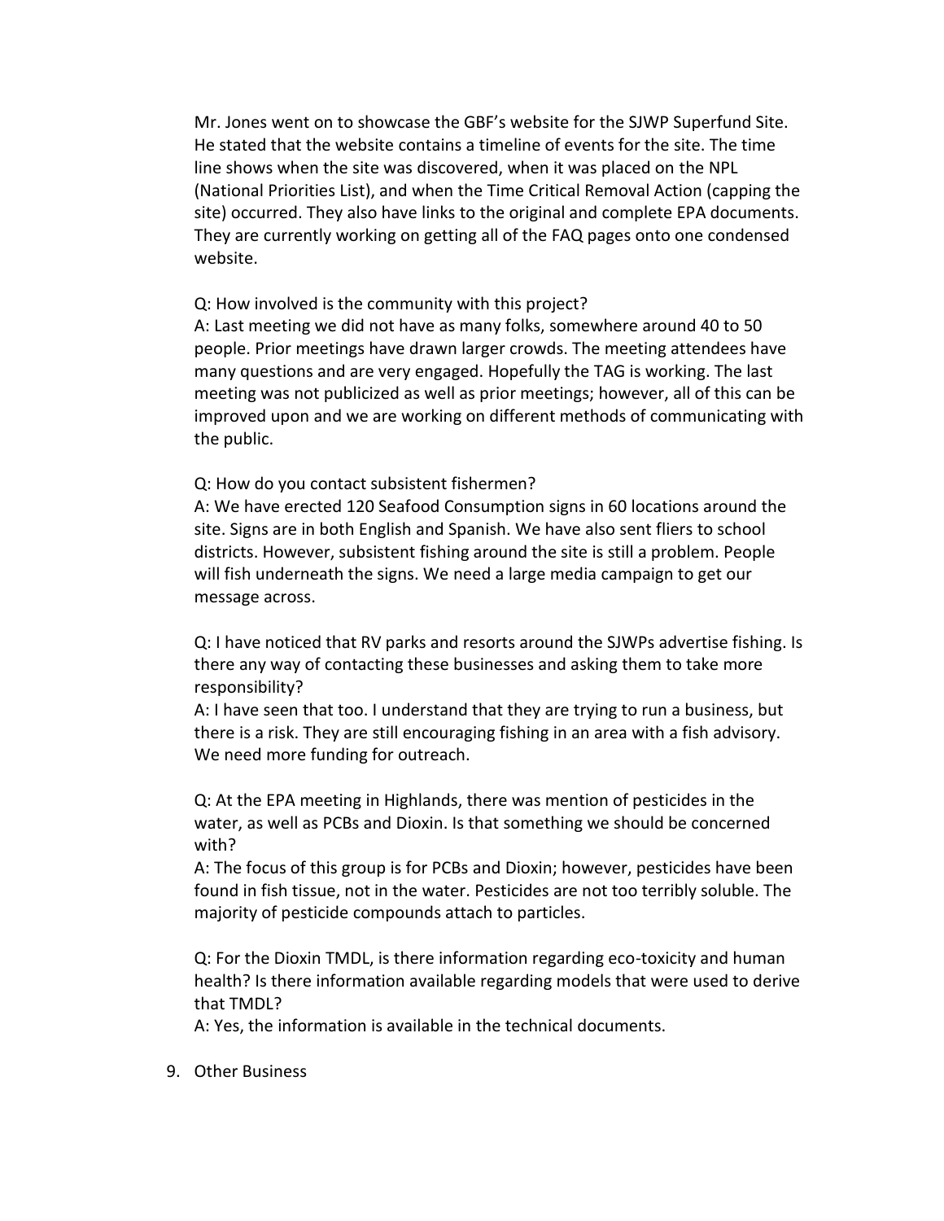Mr. Jones went on to showcase the GBF's website for the SJWP Superfund Site. He stated that the website contains a timeline of events for the site. The time line shows when the site was discovered, when it was placed on the NPL (National Priorities List), and when the Time Critical Removal Action (capping the site) occurred. They also have links to the original and complete EPA documents. They are currently working on getting all of the FAQ pages onto one condensed website.

Q: How involved is the community with this project?
A: Last meeting we did not have as many folks, somewhere around 40 to 50 people. Prior meetings have drawn larger crowds. The meeting attendees have many questions and are very engaged. Hopefully the TAG is working. The last meeting was not publicized as well as prior meetings; however, all of this can be improved upon and we are working on different methods of communicating with the public.

Q: How do you contact subsistent fishermen?
A: We have erected 120 Seafood Consumption signs in 60 locations around the site. Signs are in both English and Spanish. We have also sent fliers to school districts. However, subsistent fishing around the site is still a problem. People will fish underneath the signs. We need a large media campaign to get our message across.

Q: I have noticed that RV parks and resorts around the SJWPs advertise fishing. Is there any way of contacting these businesses and asking them to take more responsibility?
A: I have seen that too. I understand that they are trying to run a business, but there is a risk. They are still encouraging fishing in an area with a fish advisory. We need more funding for outreach.

Q: At the EPA meeting in Highlands, there was mention of pesticides in the water, as well as PCBs and Dioxin. Is that something we should be concerned with?
A: The focus of this group is for PCBs and Dioxin; however, pesticides have been found in fish tissue, not in the water. Pesticides are not too terribly soluble. The majority of pesticide compounds attach to particles.

Q: For the Dioxin TMDL, is there information regarding eco-toxicity and human health? Is there information available regarding models that were used to derive that TMDL?
A: Yes, the information is available in the technical documents.

9. Other Business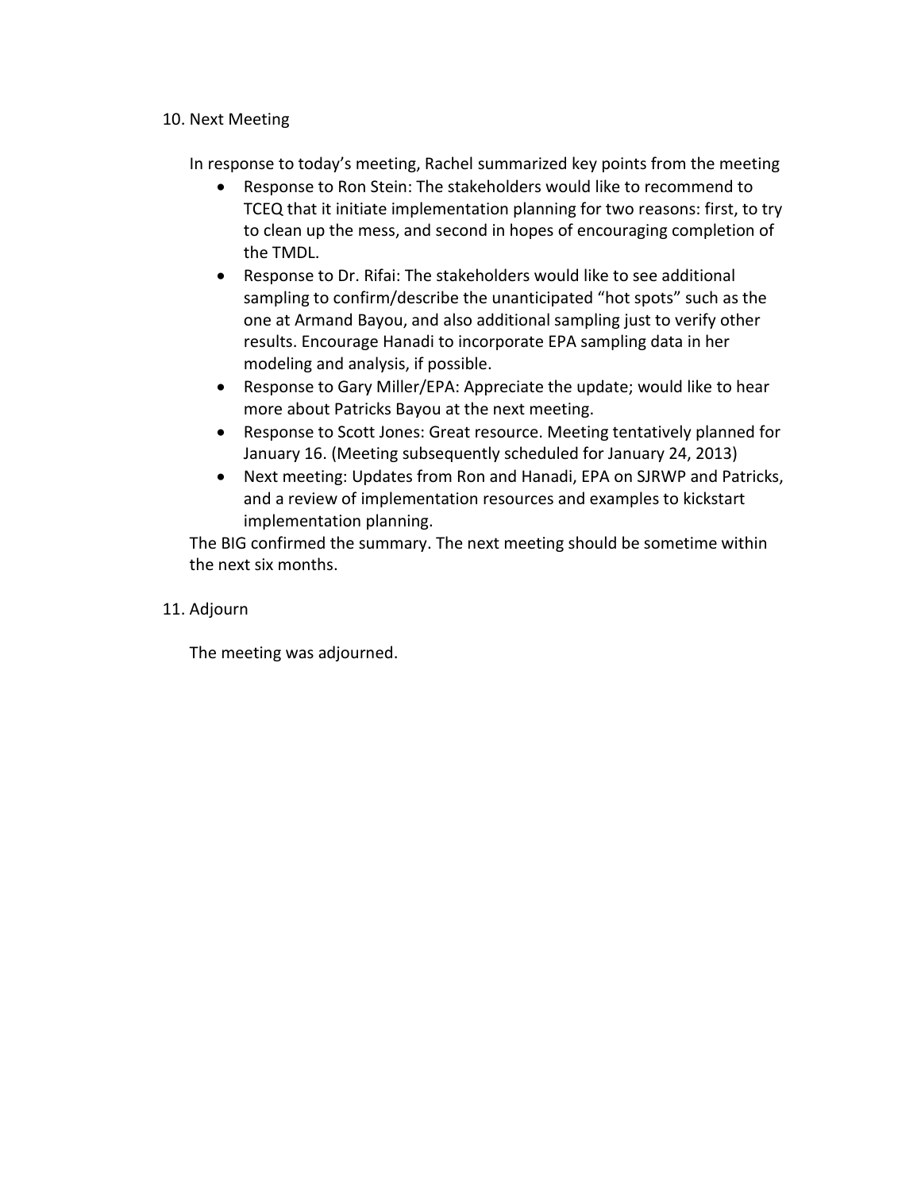10. Next Meeting

In response to today's meeting, Rachel summarized key points from the meeting

- Response to Ron Stein: The stakeholders would like to recommend to TCEQ that it initiate implementation planning for two reasons: first, to try to clean up the mess, and second in hopes of encouraging completion of the TMDL.
- Response to Dr. Rifai: The stakeholders would like to see additional sampling to confirm/describe the unanticipated "hot spots" such as the one at Armand Bayou, and also additional sampling just to verify other results. Encourage Hanadi to incorporate EPA sampling data in her modeling and analysis, if possible.
- Response to Gary Miller/EPA: Appreciate the update; would like to hear more about Patricks Bayou at the next meeting.
- Response to Scott Jones: Great resource. Meeting tentatively planned for January 16. (Meeting subsequently scheduled for January 24, 2013)
- Next meeting: Updates from Ron and Hanadi, EPA on SJRWP and Patricks, and a review of implementation resources and examples to kickstart implementation planning.

The BIG confirmed the summary. The next meeting should be sometime within the next six months.

11. Adjourn

The meeting was adjourned.